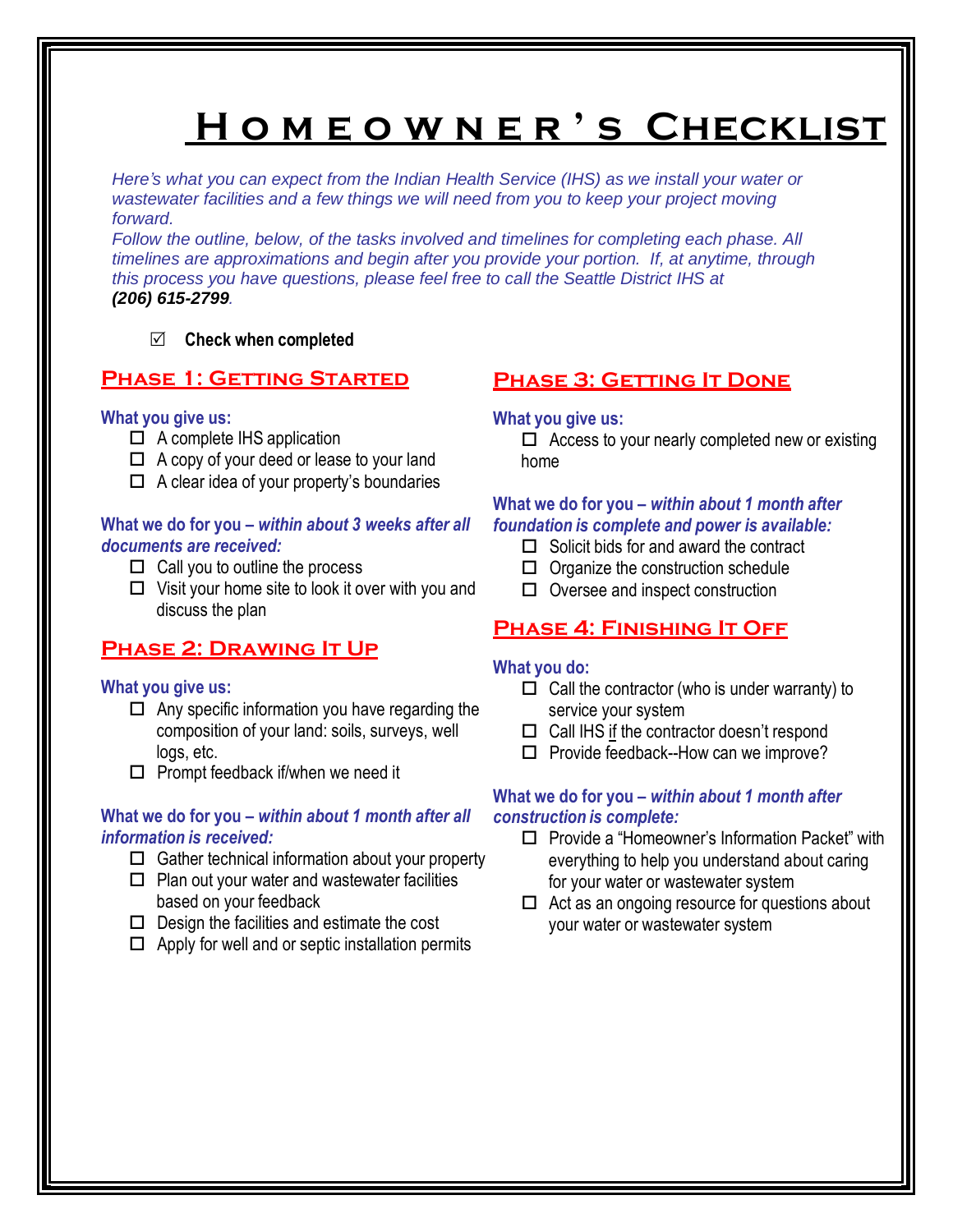# Homeowner's Checklist

*Here's what you can expect from the Indian Health Service (IHS) as we install your water or wastewater facilities and a few things we will need from you to keep your project moving forward.*

*Follow the outline, below, of the tasks involved and timelines for completing each phase. All timelines are approximations and begin after you provide your portion. If, at anytime, through this process you have questions, please feel free to call the Seattle District IHS at* ***(206) 615-2799****.*

☑ **Check when completed**

## Phase 1: Getting Started

### What you give us:

- ☐ A complete IHS application
- ☐ A copy of your deed or lease to your land
- ☐ A clear idea of your property's boundaries

### What we do for you – *within about 3 weeks after all documents are received:*

- ☐ Call you to outline the process
- ☐ Visit your home site to look it over with you and discuss the plan

## Phase 2: Drawing It Up

### What you give us:

- ☐ Any specific information you have regarding the composition of your land: soils, surveys, well logs, etc.
- ☐ Prompt feedback if/when we need it

### What we do for you – *within about 1 month after all information is received:*

- ☐ Gather technical information about your property
- ☐ Plan out your water and wastewater facilities based on your feedback
- ☐ Design the facilities and estimate the cost
- ☐ Apply for well and or septic installation permits

## Phase 3: Getting It Done

### What you give us:

- ☐ Access to your nearly completed new or existing home

### What we do for you – *within about 1 month after foundation is complete and power is available:*

- ☐ Solicit bids for and award the contract
- ☐ Organize the construction schedule
- ☐ Oversee and inspect construction

## Phase 4: Finishing It Off

### What you do:

- ☐ Call the contractor (who is under warranty) to service your system
- ☐ Call IHS if the contractor doesn't respond
- ☐ Provide feedback--How can we improve?

### What we do for you – *within about 1 month after construction is complete:*

- ☐ Provide a "Homeowner's Information Packet" with everything to help you understand about caring for your water or wastewater system
- ☐ Act as an ongoing resource for questions about your water or wastewater system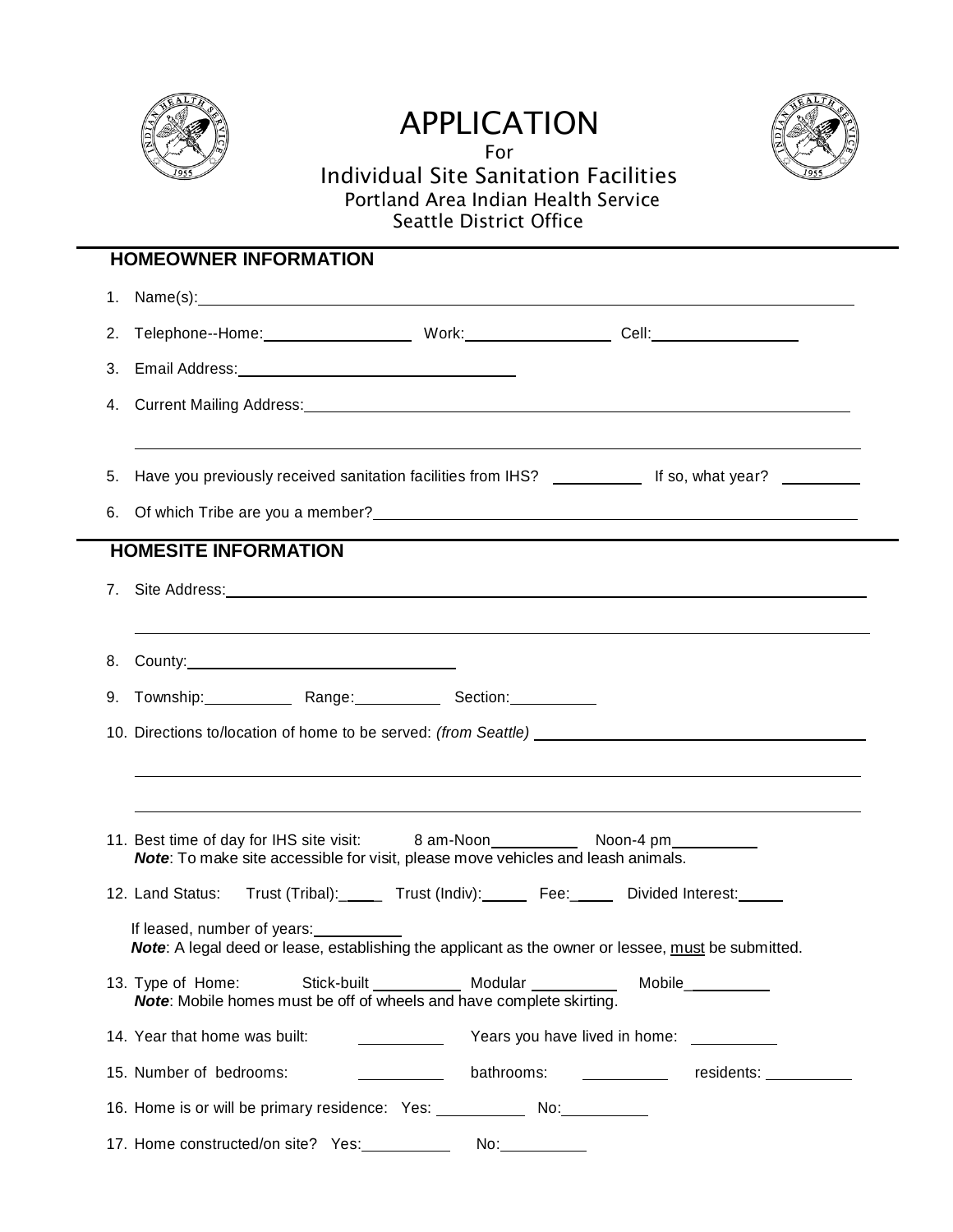# APPLICATION

For

## Individual Site Sanitation Facilities

Portland Area Indian Health Service
Seattle District Office

## HOMEOWNER INFORMATION

1. Name(s):______________________________________________________________
2. Telephone--Home:_______________ Work:_______________ Cell:_______________
3. Email Address:______________________________
4. Current Mailing Address:______________________________________________________

   ______________________________________________________________
5. Have you previously received sanitation facilities from IHS? __________ If so, what year? ________
6. Of which Tribe are you a member?______________________________________________

## HOMESITE INFORMATION

7. Site Address:______________________________________________________________

   ______________________________________________________________
8. County:______________________________
9. Township:__________ Range:__________ Section:__________
10. Directions to/location of home to be served: *(from Seattle)* ______________________________________

    ______________________________________________________________

    ______________________________________________________________
11. Best time of day for IHS site visit: 8 am-Noon__________ Noon-4 pm__________
    ***Note***: To make site accessible for visit, please move vehicles and leash animals.
12. Land Status: Trust (Tribal):_____ Trust (Indiv):_____ Fee:_____ Divided Interest:_____

    If leased, number of years:__________
    ***Note***: A legal deed or lease, establishing the applicant as the owner or lessee, must be submitted.
13. Type of Home: Stick-built __________ Modular __________ Mobile__________
    ***Note***: Mobile homes must be off of wheels and have complete skirting.
14. Year that home was built: __________ Years you have lived in home: __________
15. Number of bedrooms: __________ bathrooms: __________ residents: __________
16. Home is or will be primary residence: Yes: __________ No:__________
17. Home constructed/on site? Yes:__________ No:__________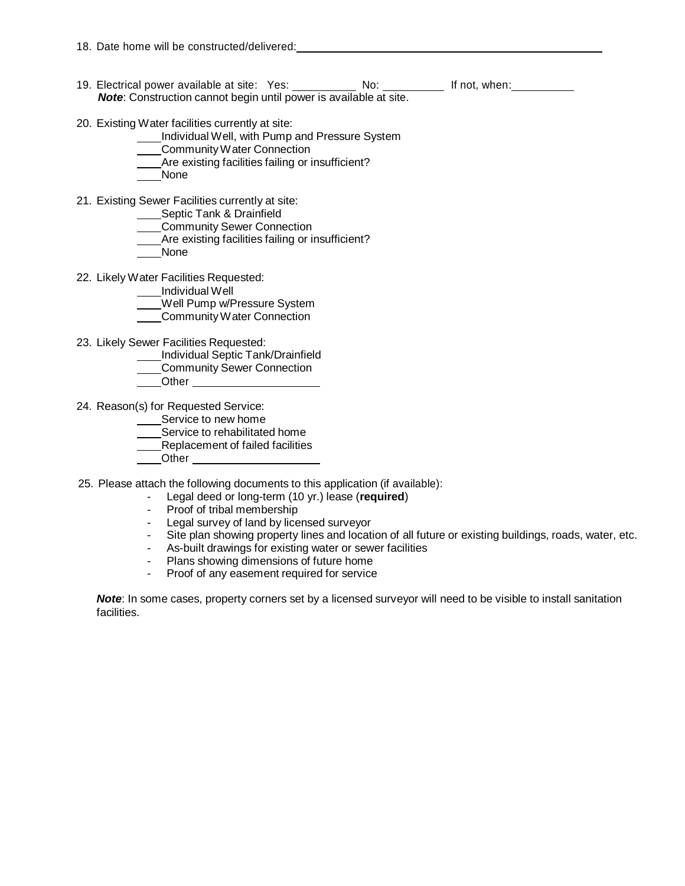18. Date home will be constructed/delivered: ______________________________________________

19. Electrical power available at site: Yes: __________ No: __________ If not, when: __________
    ***Note***: Construction cannot begin until power is available at site.

20. Existing Water facilities currently at site:
    - ____Individual Well, with Pump and Pressure System
    - ____Community Water Connection
    - ____Are existing facilities failing or insufficient?
    - ____None

21. Existing Sewer Facilities currently at site:
    - ____Septic Tank & Drainfield
    - ____Community Sewer Connection
    - ____Are existing facilities failing or insufficient?
    - ____None

22. Likely Water Facilities Requested:
    - ____Individual Well
    - ____Well Pump w/Pressure System
    - ____Community Water Connection

23. Likely Sewer Facilities Requested:
    - ____Individual Septic Tank/Drainfield
    - ____Community Sewer Connection
    - ____Other ____________________

24. Reason(s) for Requested Service:
    - ____Service to new home
    - ____Service to rehabilitated home
    - ____Replacement of failed facilities
    - ____Other ____________________

25. Please attach the following documents to this application (if available):
    - Legal deed or long-term (10 yr.) lease (**required**)
    - Proof of tribal membership
    - Legal survey of land by licensed surveyor
    - Site plan showing property lines and location of all future or existing buildings, roads, water, etc.
    - As-built drawings for existing water or sewer facilities
    - Plans showing dimensions of future home
    - Proof of any easement required for service

***Note***: In some cases, property corners set by a licensed surveyor will need to be visible to install sanitation facilities.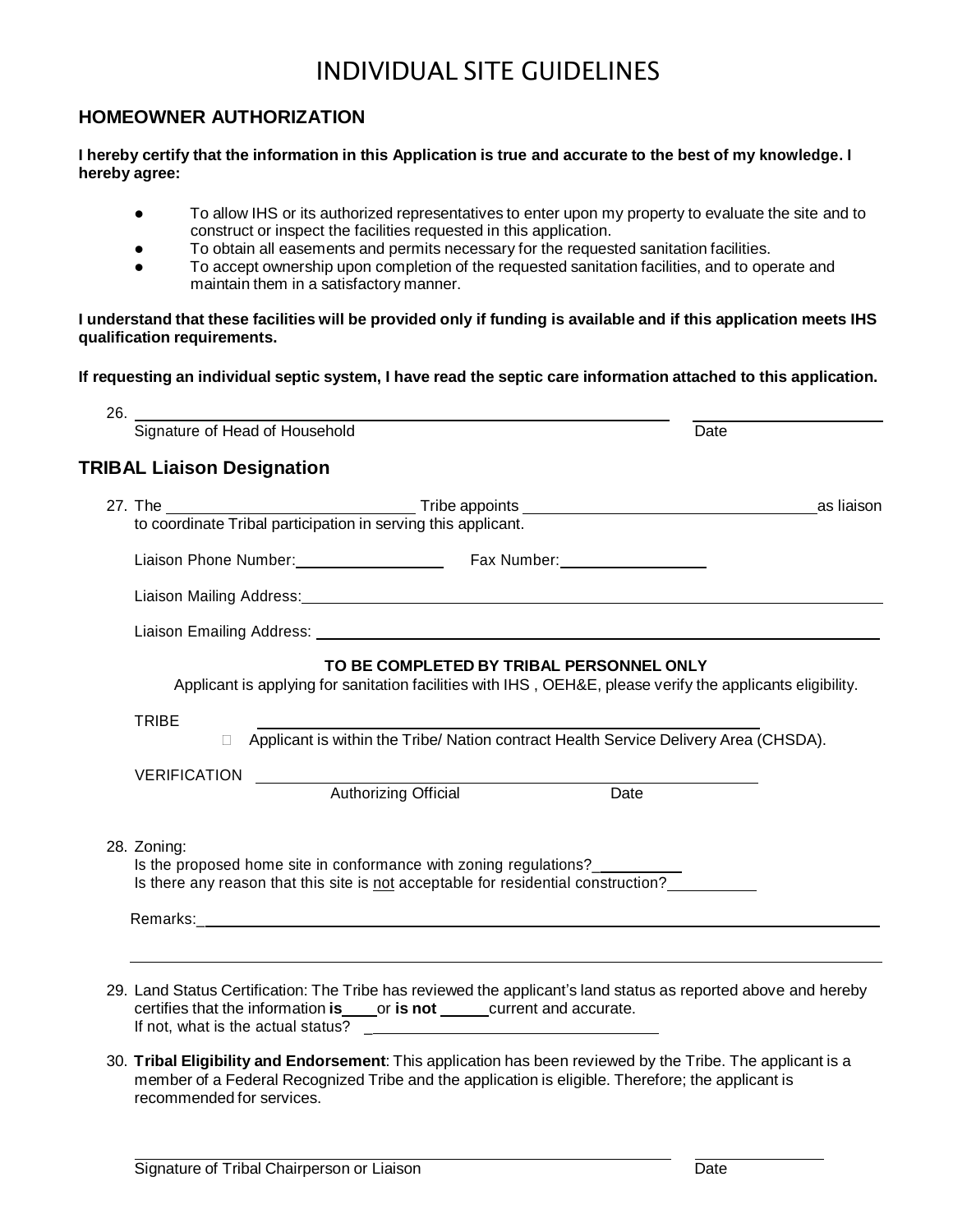# INDIVIDUAL SITE GUIDELINES

## HOMEOWNER AUTHORIZATION

**I hereby certify that the information in this Application is true and accurate to the best of my knowledge. I hereby agree:**

- To allow IHS or its authorized representatives to enter upon my property to evaluate the site and to construct or inspect the facilities requested in this application.
- To obtain all easements and permits necessary for the requested sanitation facilities.
- To accept ownership upon completion of the requested sanitation facilities, and to operate and maintain them in a satisfactory manner.

**I understand that these facilities will be provided only if funding is available and if this application meets IHS qualification requirements.**

**If requesting an individual septic system, I have read the septic care information attached to this application.**

26. ______________________________________________ ____________________
Signature of Head of Household Date

## TRIBAL Liaison Designation

27. The ____________________ Tribe appoints ______________________ as liaison to coordinate Tribal participation in serving this applicant.

Liaison Phone Number:______________ Fax Number:______________

Liaison Mailing Address:____________________________________________

Liaison Emailing Address: ____________________________________________

**TO BE COMPLETED BY TRIBAL PERSONNEL ONLY**

Applicant is applying for sanitation facilities with IHS , OEH&E, please verify the applicants eligibility.

TRIBE ____________________________________________

☐ Applicant is within the Tribe/ Nation contract Health Service Delivery Area (CHSDA).

VERIFICATION ____________________________________________
Authorizing Official Date

28. Zoning:
Is the proposed home site in conformance with zoning regulations?__________
Is there any reason that this site is <u>not</u> acceptable for residential construction?__________

Remarks:____________________________________________

____________________________________________

29. Land Status Certification: The Tribe has reviewed the applicant's land status as reported above and hereby certifies that the information **is**____or **is not** _____current and accurate.
If not, what is the actual status? ______________________________

30. **Tribal Eligibility and Endorsement**: This application has been reviewed by the Tribe. The applicant is a member of a Federal Recognized Tribe and the application is eligible. Therefore; the applicant is recommended for services.

______________________________________________ ____________________
Signature of Tribal Chairperson or Liaison Date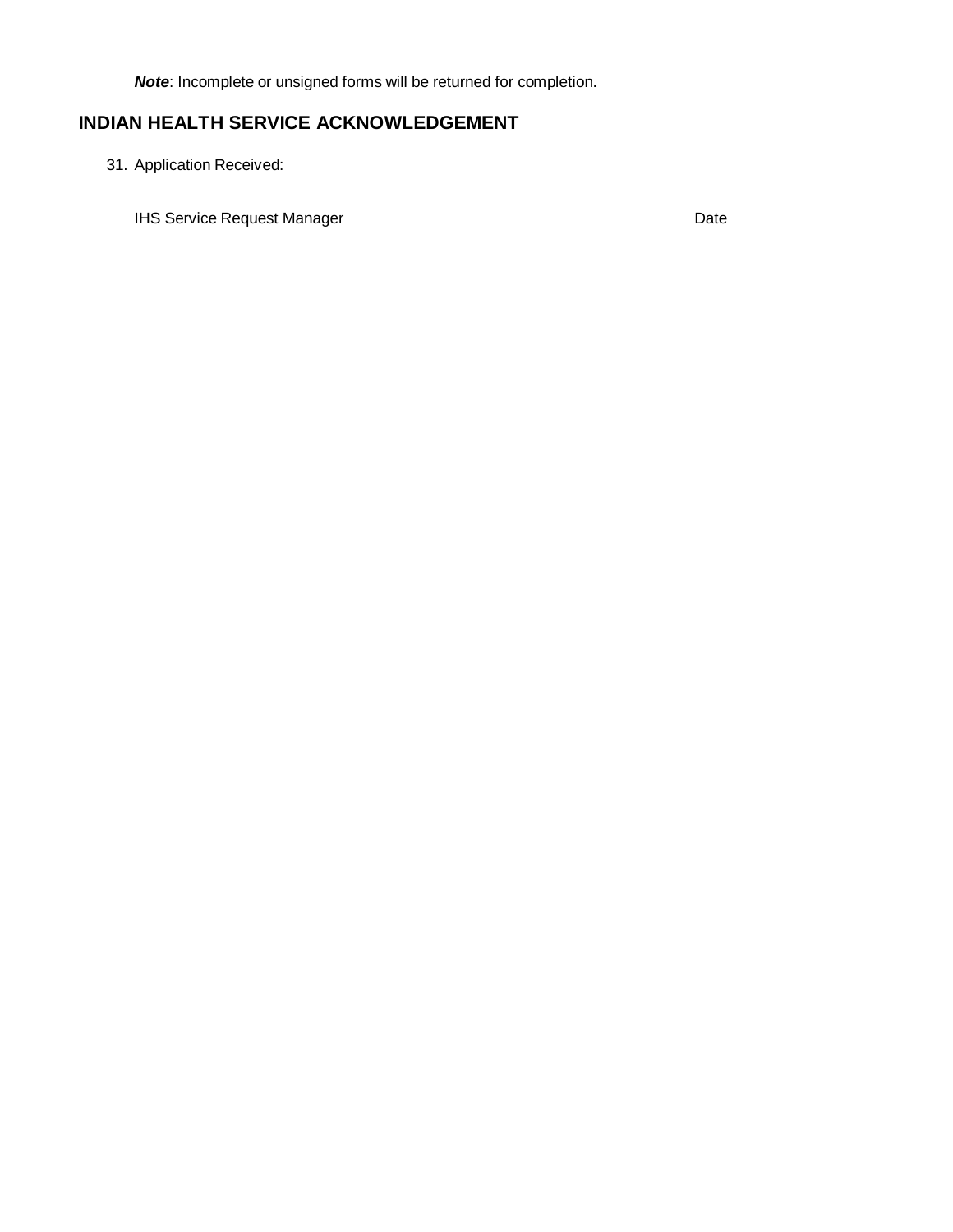***Note***: Incomplete or unsigned forms will be returned for completion.

## INDIAN HEALTH SERVICE ACKNOWLEDGEMENT

31. Application Received:

| IHS Service Request Manager | Date |
|---|---|
| | |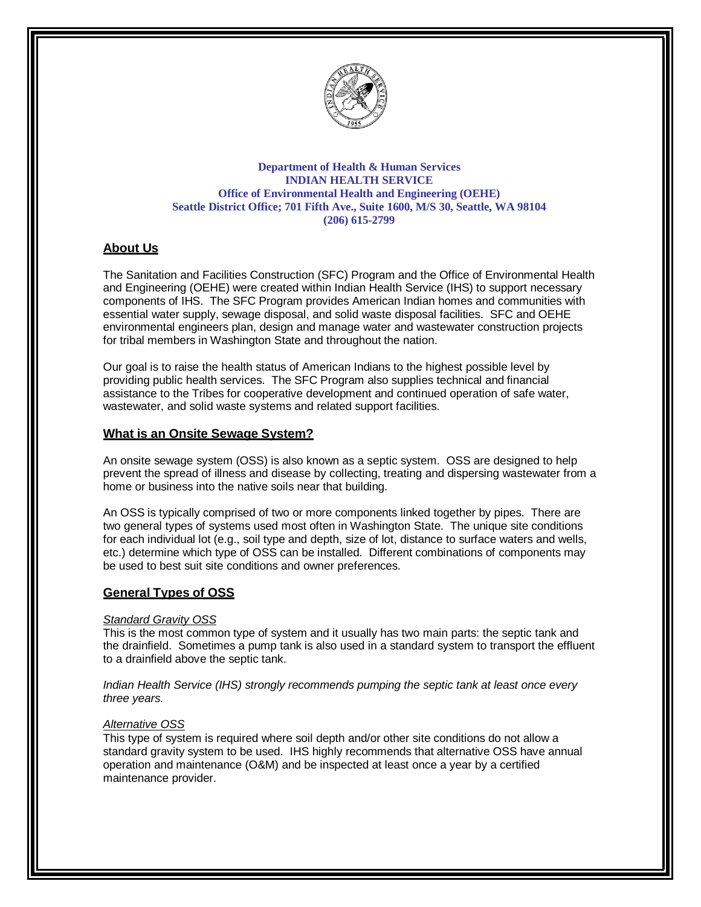**Department of Health & Human Services**
**INDIAN HEALTH SERVICE**
**Office of Environmental Health and Engineering (OEHE)**
**Seattle District Office; 701 Fifth Ave., Suite 1600, M/S 30, Seattle, WA 98104**
**(206) 615-2799**

## About Us

The Sanitation and Facilities Construction (SFC) Program and the Office of Environmental Health and Engineering (OEHE) were created within Indian Health Service (IHS) to support necessary components of IHS. The SFC Program provides American Indian homes and communities with essential water supply, sewage disposal, and solid waste disposal facilities. SFC and OEHE environmental engineers plan, design and manage water and wastewater construction projects for tribal members in Washington State and throughout the nation.

Our goal is to raise the health status of American Indians to the highest possible level by providing public health services. The SFC Program also supplies technical and financial assistance to the Tribes for cooperative development and continued operation of safe water, wastewater, and solid waste systems and related support facilities.

## What is an Onsite Sewage System?

An onsite sewage system (OSS) is also known as a septic system. OSS are designed to help prevent the spread of illness and disease by collecting, treating and dispersing wastewater from a home or business into the native soils near that building.

An OSS is typically comprised of two or more components linked together by pipes. There are two general types of systems used most often in Washington State. The unique site conditions for each individual lot (e.g., soil type and depth, size of lot, distance to surface waters and wells, etc.) determine which type of OSS can be installed. Different combinations of components may be used to best suit site conditions and owner preferences.

## General Types of OSS

*Standard Gravity OSS*

This is the most common type of system and it usually has two main parts: the septic tank and the drainfield. Sometimes a pump tank is also used in a standard system to transport the effluent to a drainfield above the septic tank.

*Indian Health Service (IHS) strongly recommends pumping the septic tank at least once every three years.*

*Alternative OSS*

This type of system is required where soil depth and/or other site conditions do not allow a standard gravity system to be used. IHS highly recommends that alternative OSS have annual operation and maintenance (O&M) and be inspected at least once a year by a certified maintenance provider.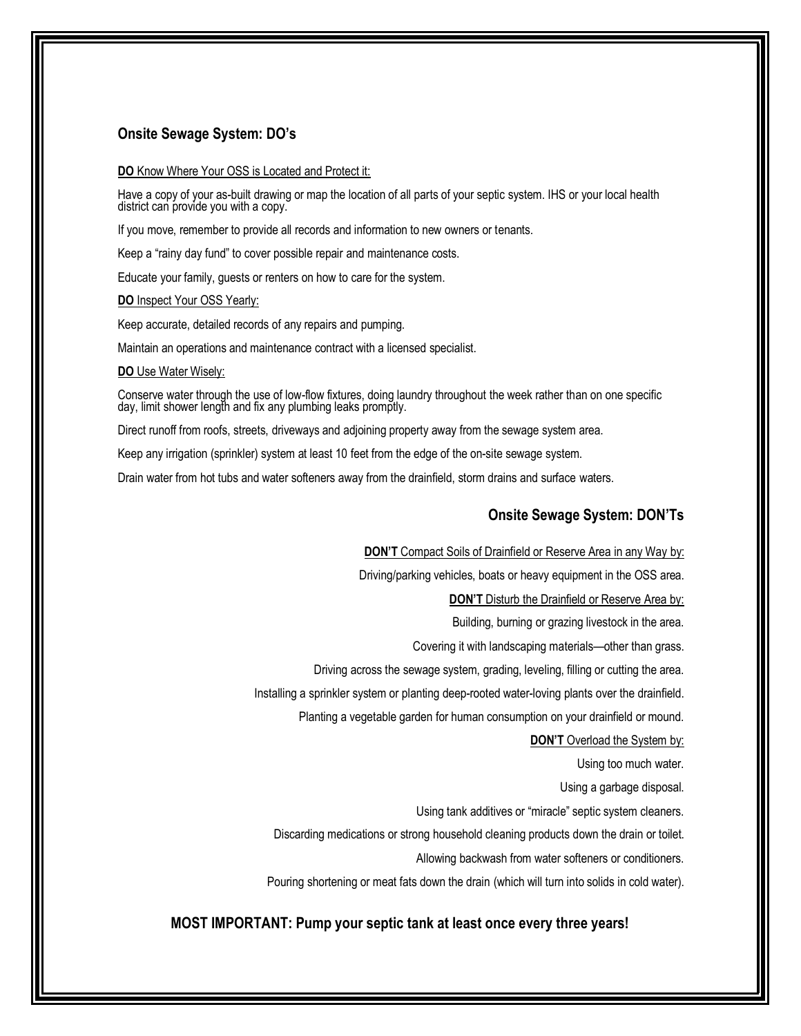## Onsite Sewage System: DO's

**DO** Know Where Your OSS is Located and Protect it:

Have a copy of your as-built drawing or map the location of all parts of your septic system. IHS or your local health district can provide you with a copy.

If you move, remember to provide all records and information to new owners or tenants.

Keep a "rainy day fund" to cover possible repair and maintenance costs.

Educate your family, guests or renters on how to care for the system.

**DO** Inspect Your OSS Yearly:

Keep accurate, detailed records of any repairs and pumping.

Maintain an operations and maintenance contract with a licensed specialist.

**DO** Use Water Wisely:

Conserve water through the use of low-flow fixtures, doing laundry throughout the week rather than on one specific day, limit shower length and fix any plumbing leaks promptly.

Direct runoff from roofs, streets, driveways and adjoining property away from the sewage system area.

Keep any irrigation (sprinkler) system at least 10 feet from the edge of the on-site sewage system.

Drain water from hot tubs and water softeners away from the drainfield, storm drains and surface waters.

## Onsite Sewage System: DON'Ts

**DON'T** Compact Soils of Drainfield or Reserve Area in any Way by:

Driving/parking vehicles, boats or heavy equipment in the OSS area.

**DON'T** Disturb the Drainfield or Reserve Area by:

Building, burning or grazing livestock in the area.

Covering it with landscaping materials—other than grass.

Driving across the sewage system, grading, leveling, filling or cutting the area.

Installing a sprinkler system or planting deep-rooted water-loving plants over the drainfield.

Planting a vegetable garden for human consumption on your drainfield or mound.

**DON'T** Overload the System by:

Using too much water.

Using a garbage disposal.

Using tank additives or "miracle" septic system cleaners.

Discarding medications or strong household cleaning products down the drain or toilet.

Allowing backwash from water softeners or conditioners.

Pouring shortening or meat fats down the drain (which will turn into solids in cold water).

**MOST IMPORTANT: Pump your septic tank at least once every three years!**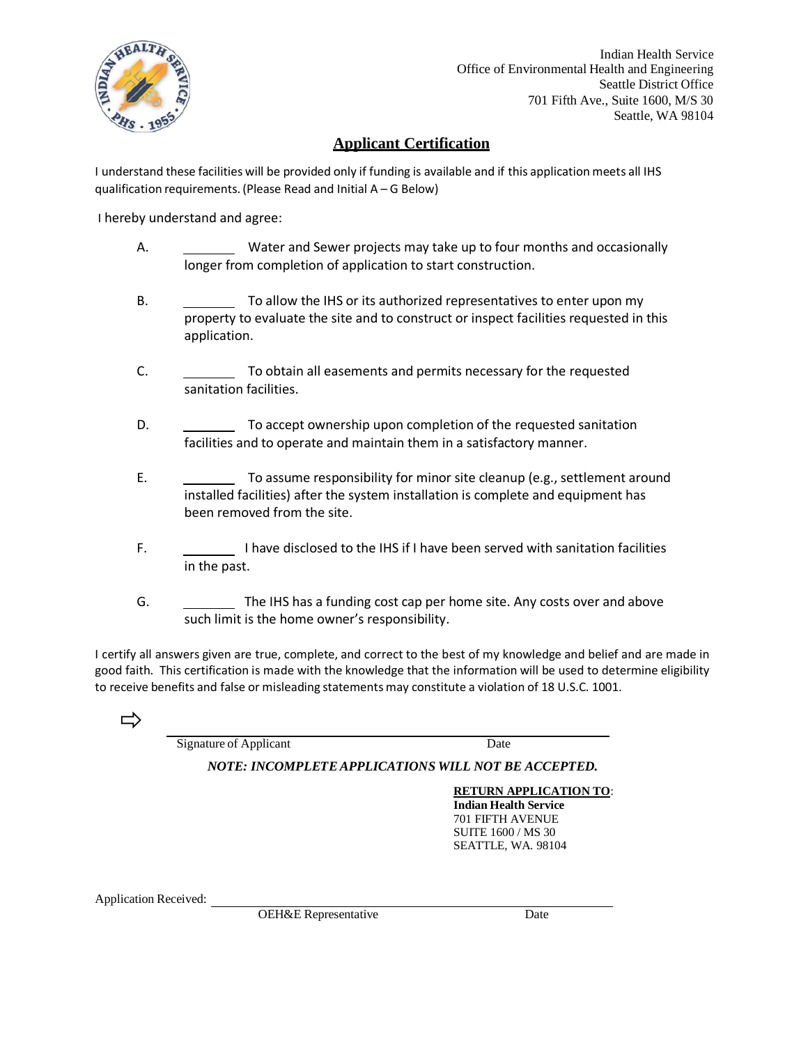Indian Health Service
Office of Environmental Health and Engineering
Seattle District Office
701 Fifth Ave., Suite 1600, M/S 30
Seattle, WA 98104

## Applicant Certification

I understand these facilities will be provided only if funding is available and if this application meets all IHS qualification requirements. (Please Read and Initial A – G Below)

I hereby understand and agree:

A. ________ Water and Sewer projects may take up to four months and occasionally longer from completion of application to start construction.

B. ________ To allow the IHS or its authorized representatives to enter upon my property to evaluate the site and to construct or inspect facilities requested in this application.

C. ________ To obtain all easements and permits necessary for the requested sanitation facilities.

D. ________ To accept ownership upon completion of the requested sanitation facilities and to operate and maintain them in a satisfactory manner.

E. ________ To assume responsibility for minor site cleanup (e.g., settlement around installed facilities) after the system installation is complete and equipment has been removed from the site.

F. ________ I have disclosed to the IHS if I have been served with sanitation facilities in the past.

G. ________ The IHS has a funding cost cap per home site. Any costs over and above such limit is the home owner's responsibility.

I certify all answers given are true, complete, and correct to the best of my knowledge and belief and are made in good faith. This certification is made with the knowledge that the information will be used to determine eligibility to receive benefits and false or misleading statements may constitute a violation of 18 U.S.C. 1001.

⇨ ________________________________________________

Signature of Applicant                                        Date

***NOTE: INCOMPLETE APPLICATIONS WILL NOT BE ACCEPTED.***

**RETURN APPLICATION TO**:
**Indian Health Service**
701 FIFTH AVENUE
SUITE 1600 / MS 30
SEATTLE, WA. 98104

Application Received: ________________________________________________

OEH&E Representative                                        Date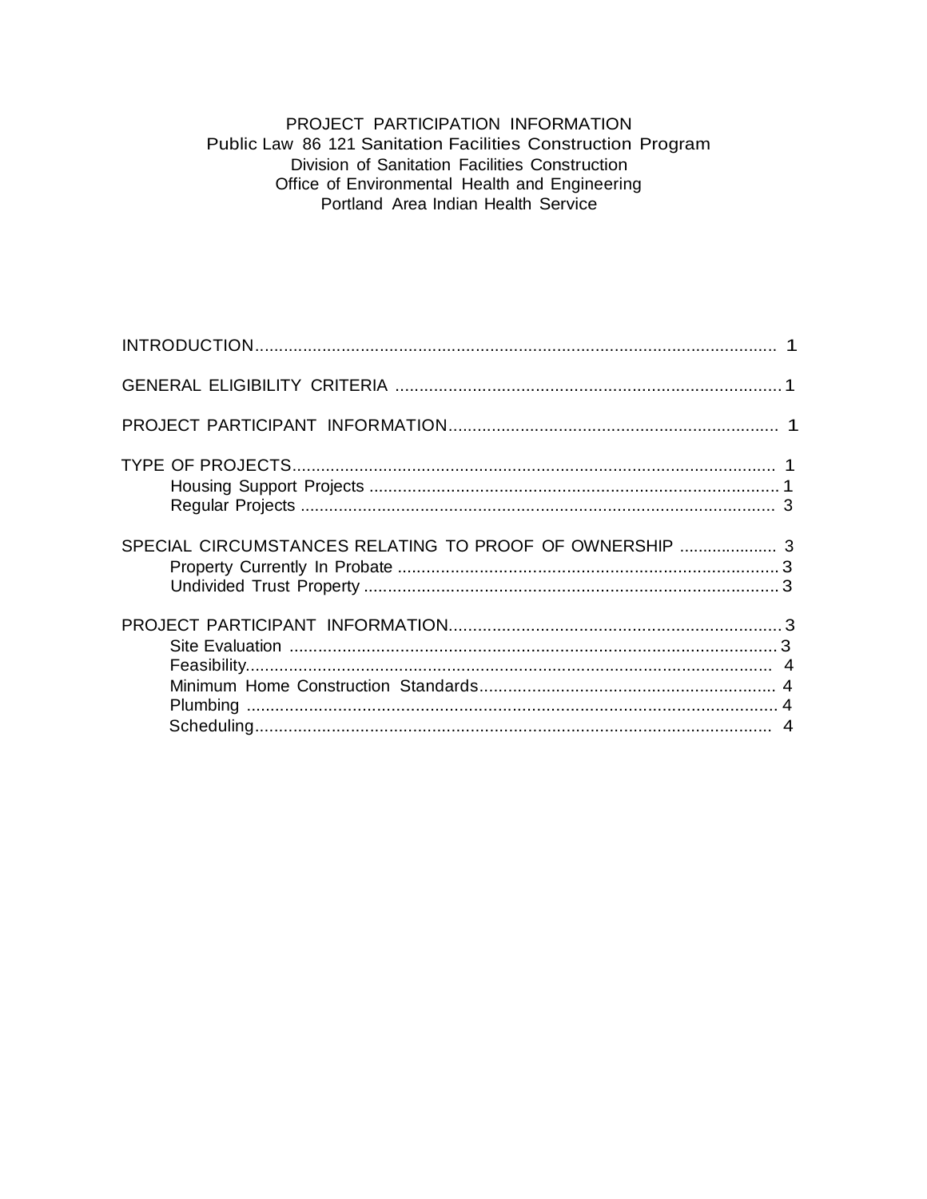PROJECT PARTICIPATION INFORMATION
Public Law 86 121 Sanitation Facilities Construction Program
Division of Sanitation Facilities Construction
Office of Environmental Health and Engineering
Portland Area Indian Health Service

INTRODUCTION............................................................................................................ 1

GENERAL ELIGIBILITY CRITERIA ................................................................................ 1

PROJECT PARTICIPANT INFORMATION.................................................................... 1

TYPE OF PROJECTS.................................................................................................... 1
- Housing Support Projects ..................................................................................... 1
- Regular Projects .................................................................................................. 3

SPECIAL CIRCUMSTANCES RELATING TO PROOF OF OWNERSHIP .................... 3
- Property Currently In Probate ............................................................................... 3
- Undivided Trust Property ...................................................................................... 3

PROJECT PARTICIPANT INFORMATION.................................................................... 3
- Site Evaluation .................................................................................................... 3
- Feasibility............................................................................................................ 4
- Minimum Home Construction Standards............................................................. 4
- Plumbing ............................................................................................................. 4
- Scheduling........................................................................................................... 4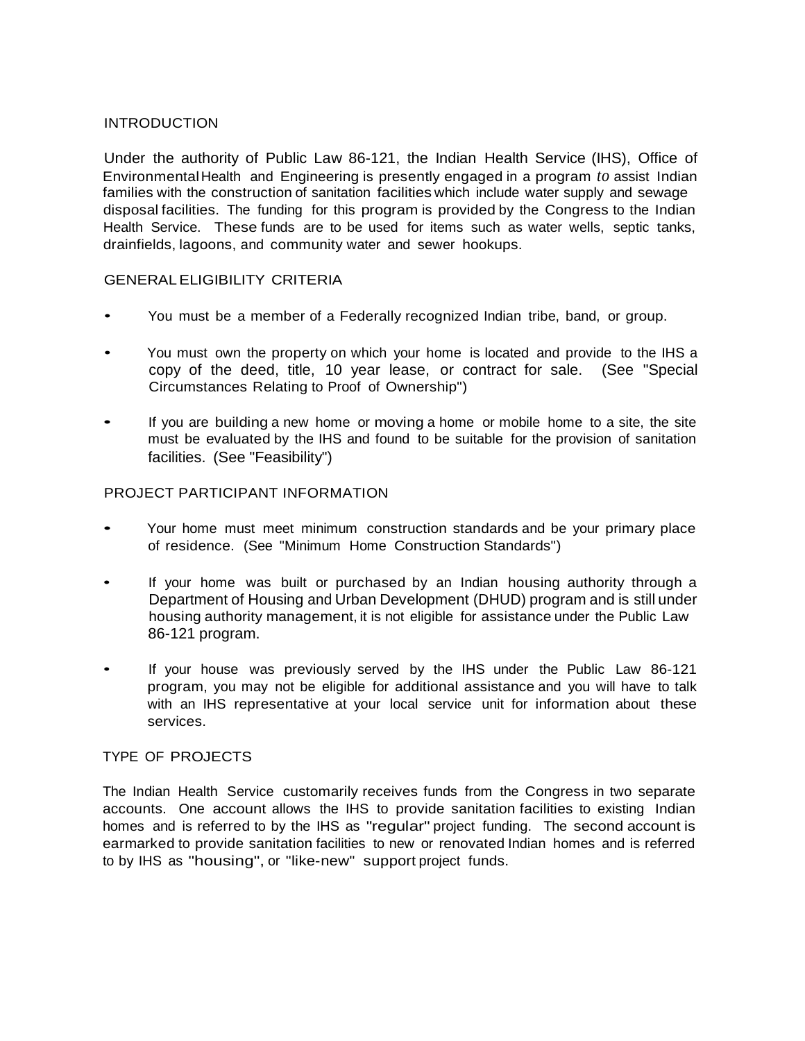## INTRODUCTION

Under the authority of Public Law 86-121, the Indian Health Service (IHS), Office of Environmental Health and Engineering is presently engaged in a program *to* assist Indian families with the construction of sanitation facilities which include water supply and sewage disposal facilities. The funding for this program is provided by the Congress to the Indian Health Service. These funds are to be used for items such as water wells, septic tanks, drainfields, lagoons, and community water and sewer hookups.

## GENERAL ELIGIBILITY CRITERIA

- You must be a member of a Federally recognized Indian tribe, band, or group.
- You must own the property on which your home is located and provide to the IHS a copy of the deed, title, 10 year lease, or contract for sale. (See "Special Circumstances Relating to Proof of Ownership")
- If you are building a new home or moving a home or mobile home to a site, the site must be evaluated by the IHS and found to be suitable for the provision of sanitation facilities. (See "Feasibility")

## PROJECT PARTICIPANT INFORMATION

- Your home must meet minimum construction standards and be your primary place of residence. (See "Minimum Home Construction Standards")
- If your home was built or purchased by an Indian housing authority through a Department of Housing and Urban Development (DHUD) program and is still under housing authority management, it is not eligible for assistance under the Public Law 86-121 program.
- If your house was previously served by the IHS under the Public Law 86-121 program, you may not be eligible for additional assistance and you will have to talk with an IHS representative at your local service unit for information about these services.

## TYPE OF PROJECTS

The Indian Health Service customarily receives funds from the Congress in two separate accounts. One account allows the IHS to provide sanitation facilities to existing Indian homes and is referred to by the IHS as "regular" project funding. The second account is earmarked to provide sanitation facilities to new or renovated Indian homes and is referred to by IHS as "housing", or "like-new" support project funds.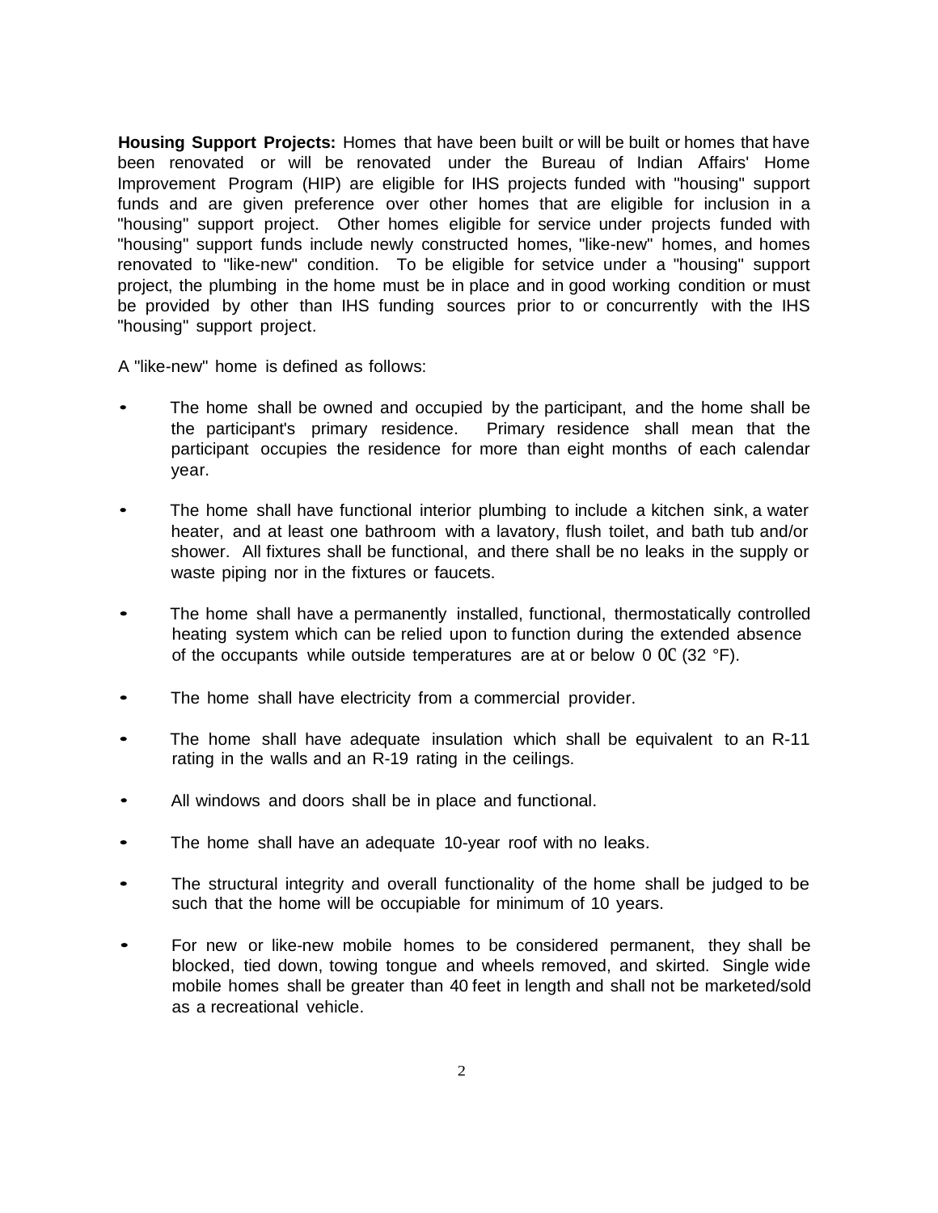**Housing Support Projects:** Homes that have been built or will be built or homes that have been renovated or will be renovated under the Bureau of Indian Affairs' Home Improvement Program (HIP) are eligible for IHS projects funded with "housing" support funds and are given preference over other homes that are eligible for inclusion in a "housing" support project. Other homes eligible for service under projects funded with "housing" support funds include newly constructed homes, "like-new" homes, and homes renovated to "like-new" condition. To be eligible for setvice under a "housing" support project, the plumbing in the home must be in place and in good working condition or must be provided by other than IHS funding sources prior to or concurrently with the IHS "housing" support project.

A "like-new" home is defined as follows:

- The home shall be owned and occupied by the participant, and the home shall be the participant's primary residence. Primary residence shall mean that the participant occupies the residence for more than eight months of each calendar year.
- The home shall have functional interior plumbing to include a kitchen sink, a water heater, and at least one bathroom with a lavatory, flush toilet, and bath tub and/or shower. All fixtures shall be functional, and there shall be no leaks in the supply or waste piping nor in the fixtures or faucets.
- The home shall have a permanently installed, functional, thermostatically controlled heating system which can be relied upon to function during the extended absence of the occupants while outside temperatures are at or below 0 OC (32 °F).
- The home shall have electricity from a commercial provider.
- The home shall have adequate insulation which shall be equivalent to an R-11 rating in the walls and an R-19 rating in the ceilings.
- All windows and doors shall be in place and functional.
- The home shall have an adequate 10-year roof with no leaks.
- The structural integrity and overall functionality of the home shall be judged to be such that the home will be occupiable for minimum of 10 years.
- For new or like-new mobile homes to be considered permanent, they shall be blocked, tied down, towing tongue and wheels removed, and skirted. Single wide mobile homes shall be greater than 40 feet in length and shall not be marketed/sold as a recreational vehicle.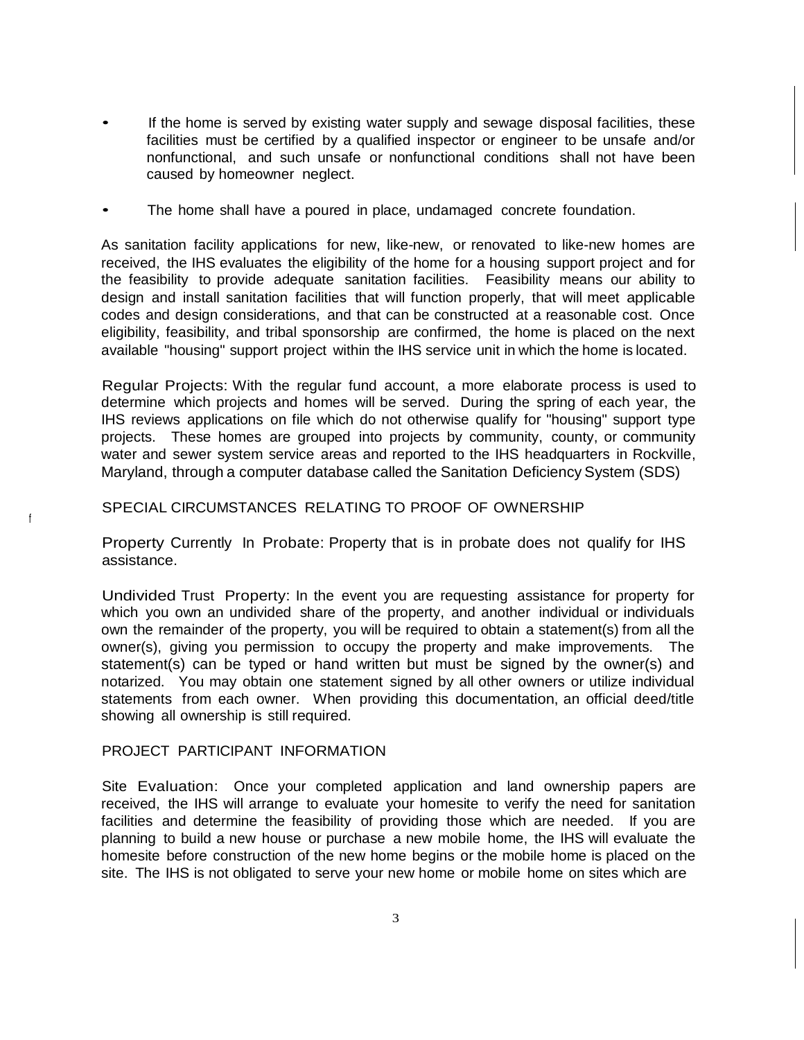- If the home is served by existing water supply and sewage disposal facilities, these facilities must be certified by a qualified inspector or engineer to be unsafe and/or nonfunctional, and such unsafe or nonfunctional conditions shall not have been caused by homeowner neglect.

- The home shall have a poured in place, undamaged concrete foundation.

As sanitation facility applications for new, like-new, or renovated to like-new homes are received, the IHS evaluates the eligibility of the home for a housing support project and for the feasibility to provide adequate sanitation facilities. Feasibility means our ability to design and install sanitation facilities that will function properly, that will meet applicable codes and design considerations, and that can be constructed at a reasonable cost. Once eligibility, feasibility, and tribal sponsorship are confirmed, the home is placed on the next available "housing" support project within the IHS service unit in which the home is located.

Regular Projects: With the regular fund account, a more elaborate process is used to determine which projects and homes will be served. During the spring of each year, the IHS reviews applications on file which do not otherwise qualify for "housing" support type projects. These homes are grouped into projects by community, county, or community water and sewer system service areas and reported to the IHS headquarters in Rockville, Maryland, through a computer database called the Sanitation Deficiency System (SDS)

## SPECIAL CIRCUMSTANCES RELATING TO PROOF OF OWNERSHIP

Property Currently In Probate: Property that is in probate does not qualify for IHS assistance.

Undivided Trust Property: In the event you are requesting assistance for property for which you own an undivided share of the property, and another individual or individuals own the remainder of the property, you will be required to obtain a statement(s) from all the owner(s), giving you permission to occupy the property and make improvements. The statement(s) can be typed or hand written but must be signed by the owner(s) and notarized. You may obtain one statement signed by all other owners or utilize individual statements from each owner. When providing this documentation, an official deed/title showing all ownership is still required.

## PROJECT PARTICIPANT INFORMATION

Site Evaluation: Once your completed application and land ownership papers are received, the IHS will arrange to evaluate your homesite to verify the need for sanitation facilities and determine the feasibility of providing those which are needed. If you are planning to build a new house or purchase a new mobile home, the IHS will evaluate the homesite before construction of the new home begins or the mobile home is placed on the site. The IHS is not obligated to serve your new home or mobile home on sites which are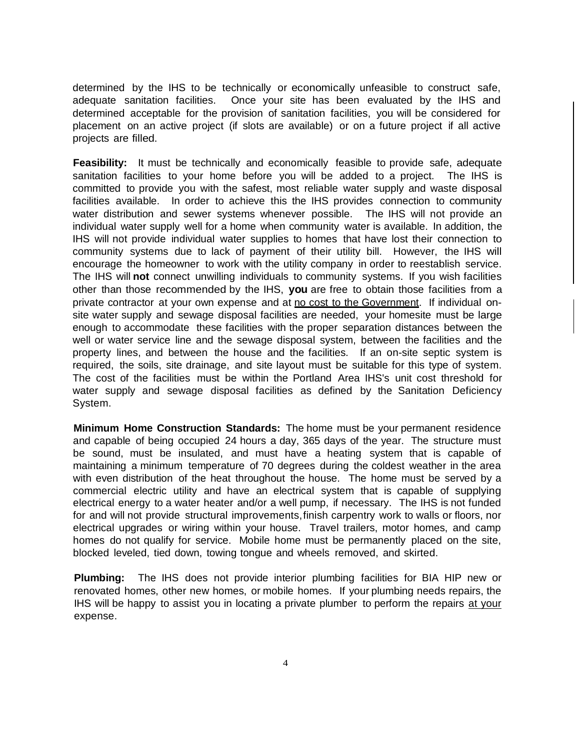determined by the IHS to be technically or economically unfeasible to construct safe, adequate sanitation facilities. Once your site has been evaluated by the IHS and determined acceptable for the provision of sanitation facilities, you will be considered for placement on an active project (if slots are available) or on a future project if all active projects are filled.

**Feasibility:** It must be technically and economically feasible to provide safe, adequate sanitation facilities to your home before you will be added to a project. The IHS is committed to provide you with the safest, most reliable water supply and waste disposal facilities available. In order to achieve this the IHS provides connection to community water distribution and sewer systems whenever possible. The IHS will not provide an individual water supply well for a home when community water is available. In addition, the IHS will not provide individual water supplies to homes that have lost their connection to community systems due to lack of payment of their utility bill. However, the IHS will encourage the homeowner to work with the utility company in order to reestablish service. The IHS will **not** connect unwilling individuals to community systems. If you wish facilities other than those recommended by the IHS, **you** are free to obtain those facilities from a private contractor at your own expense and at <u>no cost to the Government</u>. If individual on-site water supply and sewage disposal facilities are needed, your homesite must be large enough to accommodate these facilities with the proper separation distances between the well or water service line and the sewage disposal system, between the facilities and the property lines, and between the house and the facilities. If an on-site septic system is required, the soils, site drainage, and site layout must be suitable for this type of system. The cost of the facilities must be within the Portland Area IHS's unit cost threshold for water supply and sewage disposal facilities as defined by the Sanitation Deficiency System.

**Minimum Home Construction Standards:** The home must be your permanent residence and capable of being occupied 24 hours a day, 365 days of the year. The structure must be sound, must be insulated, and must have a heating system that is capable of maintaining a minimum temperature of 70 degrees during the coldest weather in the area with even distribution of the heat throughout the house. The home must be served by a commercial electric utility and have an electrical system that is capable of supplying electrical energy to a water heater and/or a well pump, if necessary. The IHS is not funded for and will not provide structural improvements, finish carpentry work to walls or floors, nor electrical upgrades or wiring within your house. Travel trailers, motor homes, and camp homes do not qualify for service. Mobile home must be permanently placed on the site, blocked leveled, tied down, towing tongue and wheels removed, and skirted.

**Plumbing:** The IHS does not provide interior plumbing facilities for BIA HIP new or renovated homes, other new homes, or mobile homes. If your plumbing needs repairs, the IHS will be happy to assist you in locating a private plumber to perform the repairs <u>at your</u> expense.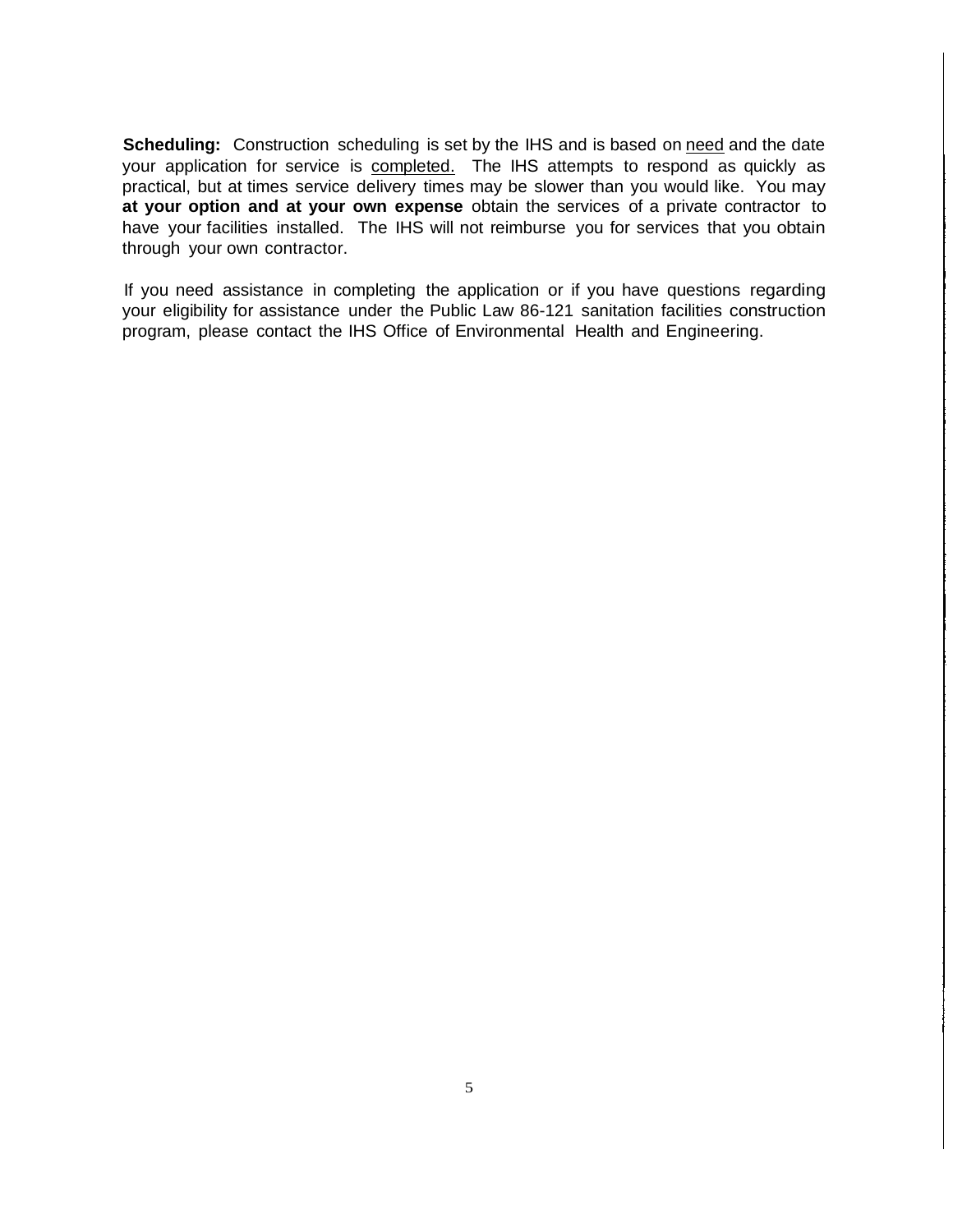**Scheduling:** Construction scheduling is set by the IHS and is based on <u>need</u> and the date your application for service is <u>completed.</u> The IHS attempts to respond as quickly as practical, but at times service delivery times may be slower than you would like. You may **at your option and at your own expense** obtain the services of a private contractor to have your facilities installed. The IHS will not reimburse you for services that you obtain through your own contractor.

If you need assistance in completing the application or if you have questions regarding your eligibility for assistance under the Public Law 86-121 sanitation facilities construction program, please contact the IHS Office of Environmental Health and Engineering.